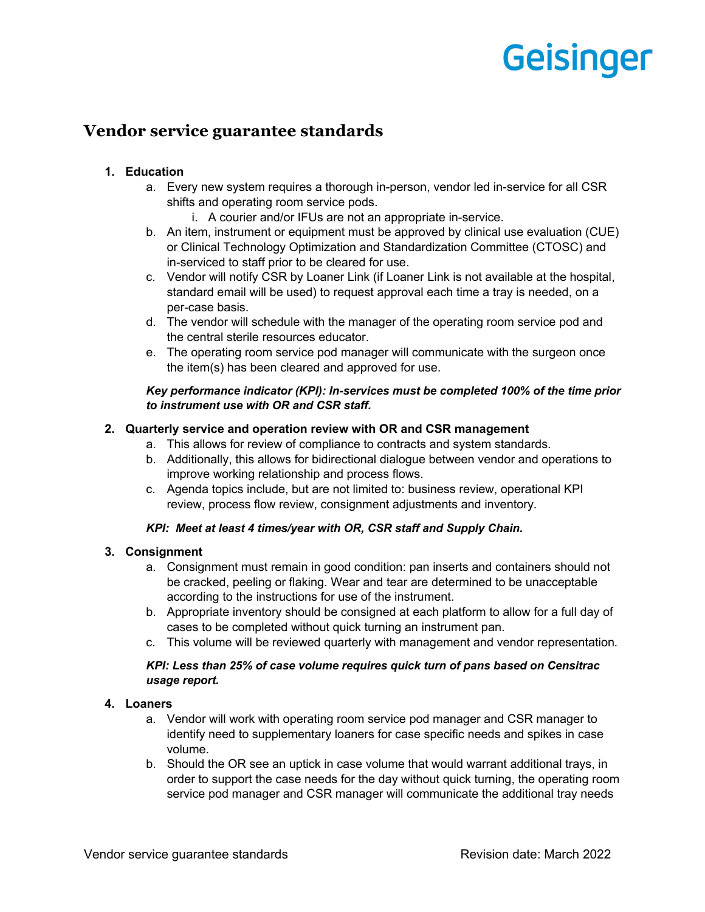Geisinger

# Vendor service guarantee standards

1. **Education**
   a. Every new system requires a thorough in-person, vendor led in-service for all CSR shifts and operating room service pods.
      i. A courier and/or IFUs are not an appropriate in-service.
   b. An item, instrument or equipment must be approved by clinical use evaluation (CUE) or Clinical Technology Optimization and Standardization Committee (CTOSC) and in-serviced to staff prior to be cleared for use.
   c. Vendor will notify CSR by Loaner Link (if Loaner Link is not available at the hospital, standard email will be used) to request approval each time a tray is needed, on a per-case basis.
   d. The vendor will schedule with the manager of the operating room service pod and the central sterile resources educator.
   e. The operating room service pod manager will communicate with the surgeon once the item(s) has been cleared and approved for use.

   ***Key performance indicator (KPI): In-services must be completed 100% of the time prior to instrument use with OR and CSR staff.***

2. **Quarterly service and operation review with OR and CSR management**
   a. This allows for review of compliance to contracts and system standards.
   b. Additionally, this allows for bidirectional dialogue between vendor and operations to improve working relationship and process flows.
   c. Agenda topics include, but are not limited to: business review, operational KPI review, process flow review, consignment adjustments and inventory.

   ***KPI: Meet at least 4 times/year with OR, CSR staff and Supply Chain.***

3. **Consignment**
   a. Consignment must remain in good condition: pan inserts and containers should not be cracked, peeling or flaking. Wear and tear are determined to be unacceptable according to the instructions for use of the instrument.
   b. Appropriate inventory should be consigned at each platform to allow for a full day of cases to be completed without quick turning an instrument pan.
   c. This volume will be reviewed quarterly with management and vendor representation.

   ***KPI: Less than 25% of case volume requires quick turn of pans based on Censitrac usage report.***

4. **Loaners**
   a. Vendor will work with operating room service pod manager and CSR manager to identify need to supplementary loaners for case specific needs and spikes in case volume.
   b. Should the OR see an uptick in case volume that would warrant additional trays, in order to support the case needs for the day without quick turning, the operating room service pod manager and CSR manager will communicate the additional tray needs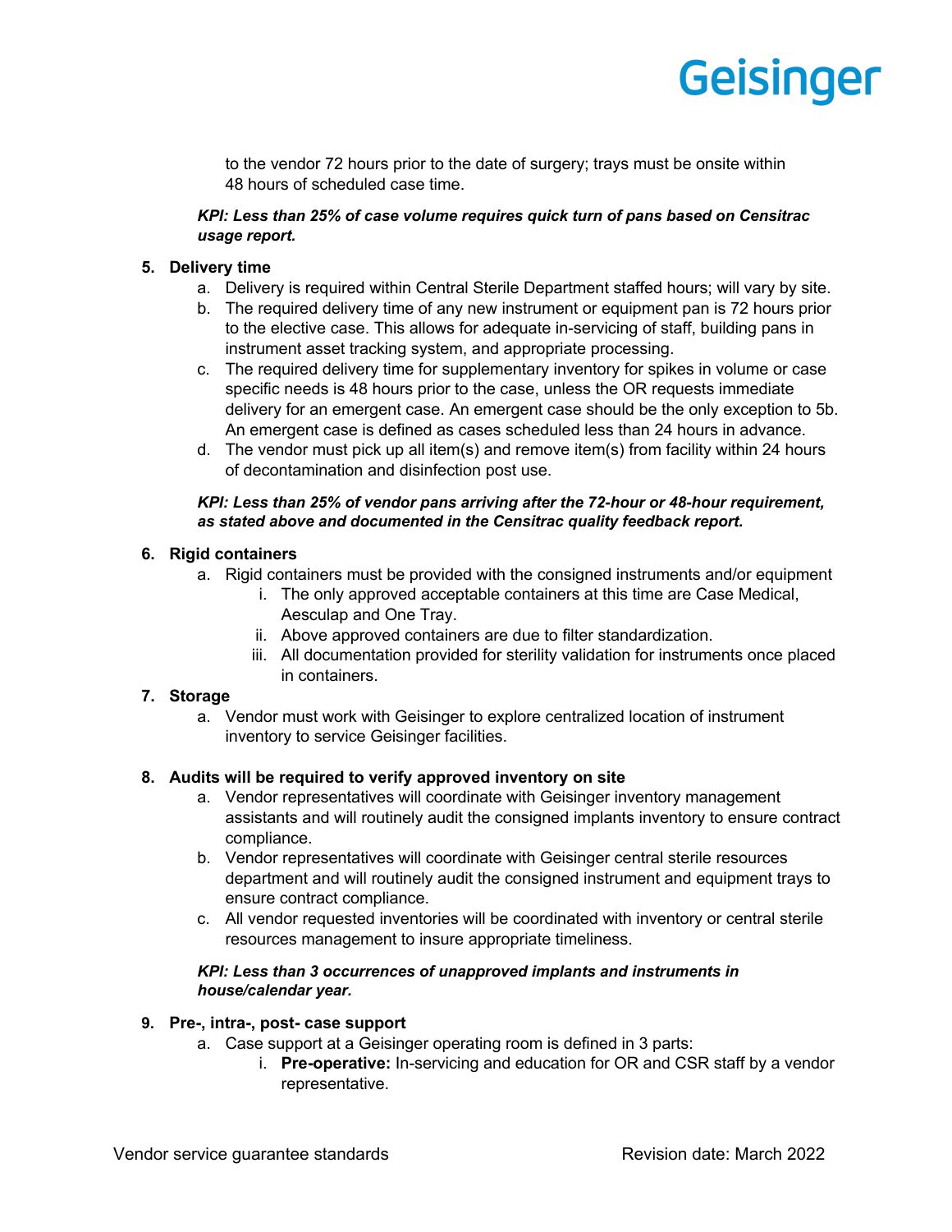to the vendor 72 hours prior to the date of surgery; trays must be onsite within 48 hours of scheduled case time.

***KPI: Less than 25% of case volume requires quick turn of pans based on Censitrac usage report.***

5. **Delivery time**
   a. Delivery is required within Central Sterile Department staffed hours; will vary by site.
   b. The required delivery time of any new instrument or equipment pan is 72 hours prior to the elective case. This allows for adequate in-servicing of staff, building pans in instrument asset tracking system, and appropriate processing.
   c. The required delivery time for supplementary inventory for spikes in volume or case specific needs is 48 hours prior to the case, unless the OR requests immediate delivery for an emergent case. An emergent case should be the only exception to 5b. An emergent case is defined as cases scheduled less than 24 hours in advance.
   d. The vendor must pick up all item(s) and remove item(s) from facility within 24 hours of decontamination and disinfection post use.

***KPI: Less than 25% of vendor pans arriving after the 72-hour or 48-hour requirement, as stated above and documented in the Censitrac quality feedback report.***

6. **Rigid containers**
   a. Rigid containers must be provided with the consigned instruments and/or equipment
      i. The only approved acceptable containers at this time are Case Medical, Aesculap and One Tray.
      ii. Above approved containers are due to filter standardization.
      iii. All documentation provided for sterility validation for instruments once placed in containers.
7. **Storage**
   a. Vendor must work with Geisinger to explore centralized location of instrument inventory to service Geisinger facilities.

8. **Audits will be required to verify approved inventory on site**
   a. Vendor representatives will coordinate with Geisinger inventory management assistants and will routinely audit the consigned implants inventory to ensure contract compliance.
   b. Vendor representatives will coordinate with Geisinger central sterile resources department and will routinely audit the consigned instrument and equipment trays to ensure contract compliance.
   c. All vendor requested inventories will be coordinated with inventory or central sterile resources management to insure appropriate timeliness.

***KPI: Less than 3 occurrences of unapproved implants and instruments in house/calendar year.***

9. **Pre-, intra-, post- case support**
   a. Case support at a Geisinger operating room is defined in 3 parts:
      i. **Pre-operative:** In-servicing and education for OR and CSR staff by a vendor representative.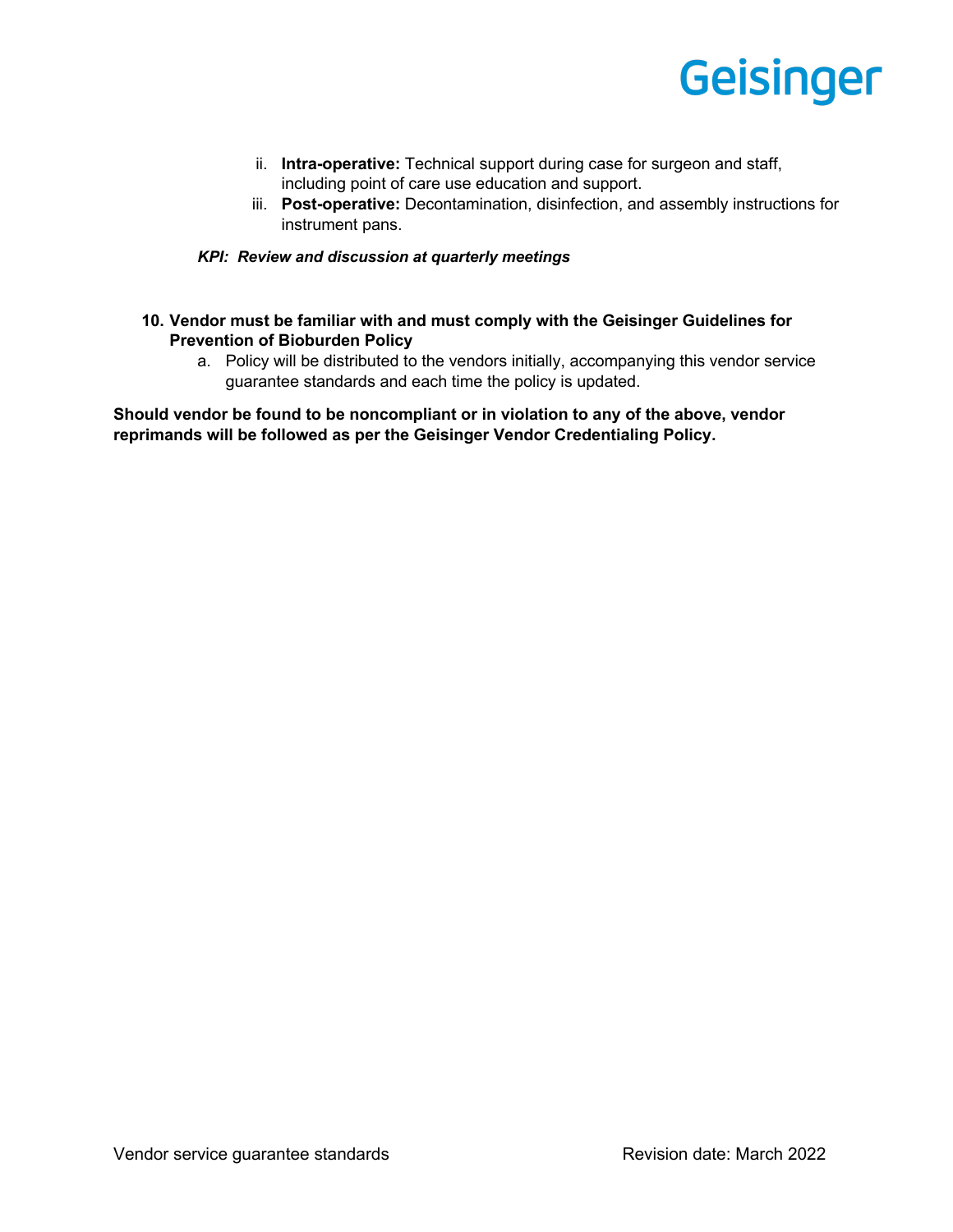ii. **Intra-operative:** Technical support during case for surgeon and staff, including point of care use education and support.

iii. **Post-operative:** Decontamination, disinfection, and assembly instructions for instrument pans.

***KPI: Review and discussion at quarterly meetings***

**10. Vendor must be familiar with and must comply with the Geisinger Guidelines for Prevention of Bioburden Policy**

a. Policy will be distributed to the vendors initially, accompanying this vendor service guarantee standards and each time the policy is updated.

**Should vendor be found to be noncompliant or in violation to any of the above, vendor reprimands will be followed as per the Geisinger Vendor Credentialing Policy.**